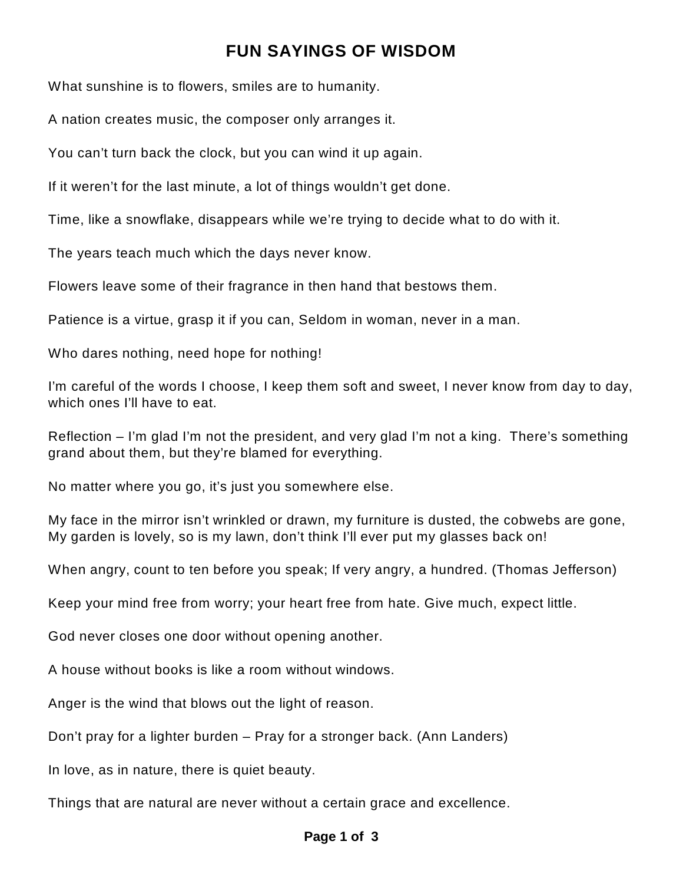# FUN SAYINGS OF WISDOM

What sunshine is to flowers, smiles are to humanity.

A nation creates music, the composer only arranges it.

You can't turn back the clock, but you can wind it up again.

If it weren't for the last minute, a lot of things wouldn't get done.

Time, like a snowflake, disappears while we're trying to decide what to do with it.

The years teach much which the days never know.

Flowers leave some of their fragrance in then hand that bestows them.

Patience is a virtue, grasp it if you can, Seldom in woman, never in a man.

Who dares nothing, need hope for nothing!

I'm careful of the words I choose, I keep them soft and sweet, I never know from day to day, which ones I'll have to eat.

Reflection – I'm glad I'm not the president, and very glad I'm not a king.  There's something grand about them, but they're blamed for everything.

No matter where you go, it's just you somewhere else.

My face in the mirror isn't wrinkled or drawn, my furniture is dusted, the cobwebs are gone, My garden is lovely, so is my lawn, don't think I'll ever put my glasses back on!

When angry, count to ten before you speak; If very angry, a hundred. (Thomas Jefferson)

Keep your mind free from worry; your heart free from hate. Give much, expect little.

God never closes one door without opening another.

A house without books is like a room without windows.

Anger is the wind that blows out the light of reason.

Don't pray for a lighter burden – Pray for a stronger back. (Ann Landers)

In love, as in nature, there is quiet beauty.

Things that are natural are never without a certain grace and excellence.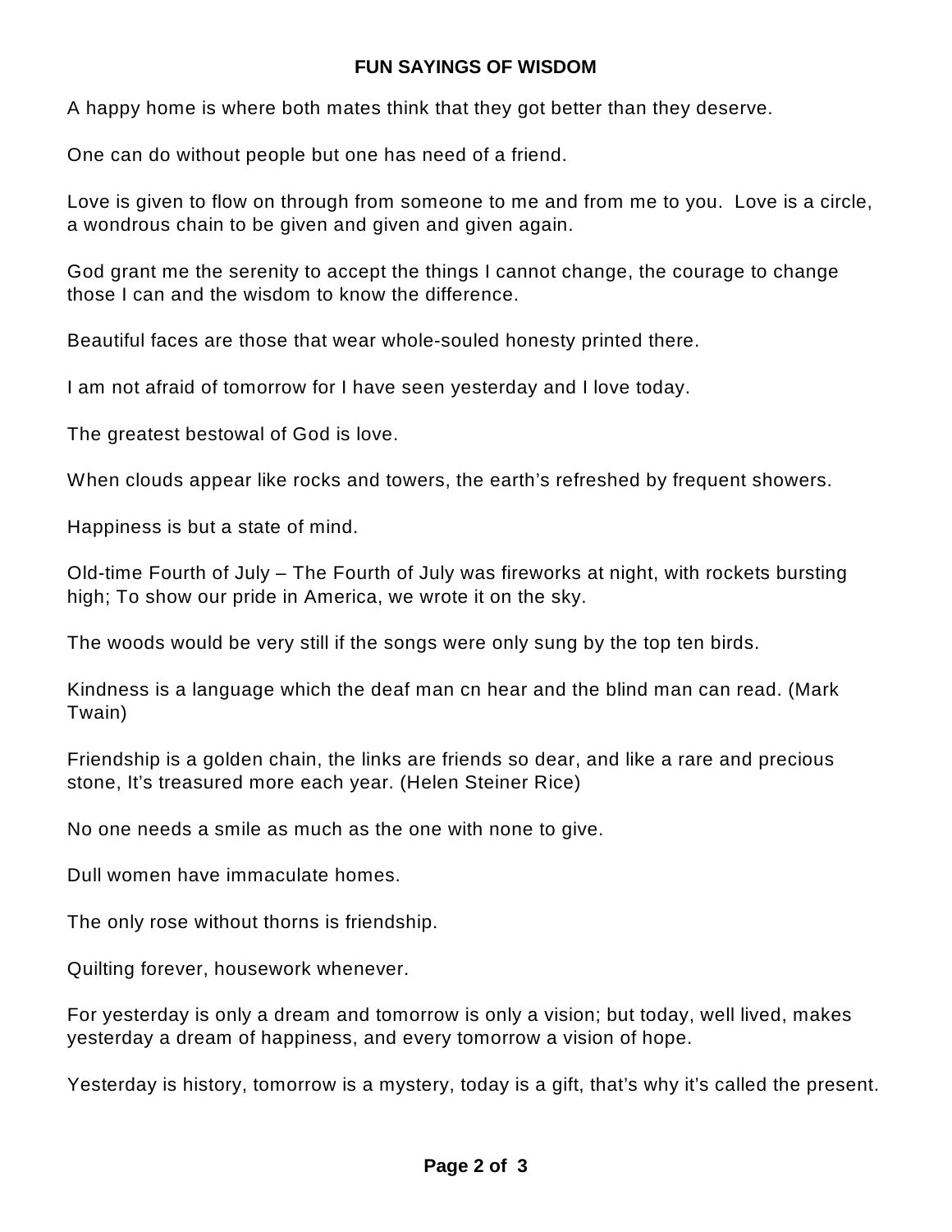## FUN SAYINGS OF WISDOM

A happy home is where both mates think that they got better than they deserve.

One can do without people but one has need of a friend.

Love is given to flow on through from someone to me and from me to you. Love is a circle, a wondrous chain to be given and given and given again.

God grant me the serenity to accept the things I cannot change, the courage to change those I can and the wisdom to know the difference.

Beautiful faces are those that wear whole-souled honesty printed there.

I am not afraid of tomorrow for I have seen yesterday and I love today.

The greatest bestowal of God is love.

When clouds appear like rocks and towers, the earth's refreshed by frequent showers.

Happiness is but a state of mind.

Old-time Fourth of July – The Fourth of July was fireworks at night, with rockets bursting high; To show our pride in America, we wrote it on the sky.

The woods would be very still if the songs were only sung by the top ten birds.

Kindness is a language which the deaf man cn hear and the blind man can read. (Mark Twain)

Friendship is a golden chain, the links are friends so dear, and like a rare and precious stone, It's treasured more each year. (Helen Steiner Rice)

No one needs a smile as much as the one with none to give.

Dull women have immaculate homes.

The only rose without thorns is friendship.

Quilting forever, housework whenever.

For yesterday is only a dream and tomorrow is only a vision; but today, well lived, makes yesterday a dream of happiness, and every tomorrow a vision of hope.

Yesterday is history, tomorrow is a mystery, today is a gift, that's why it's called the present.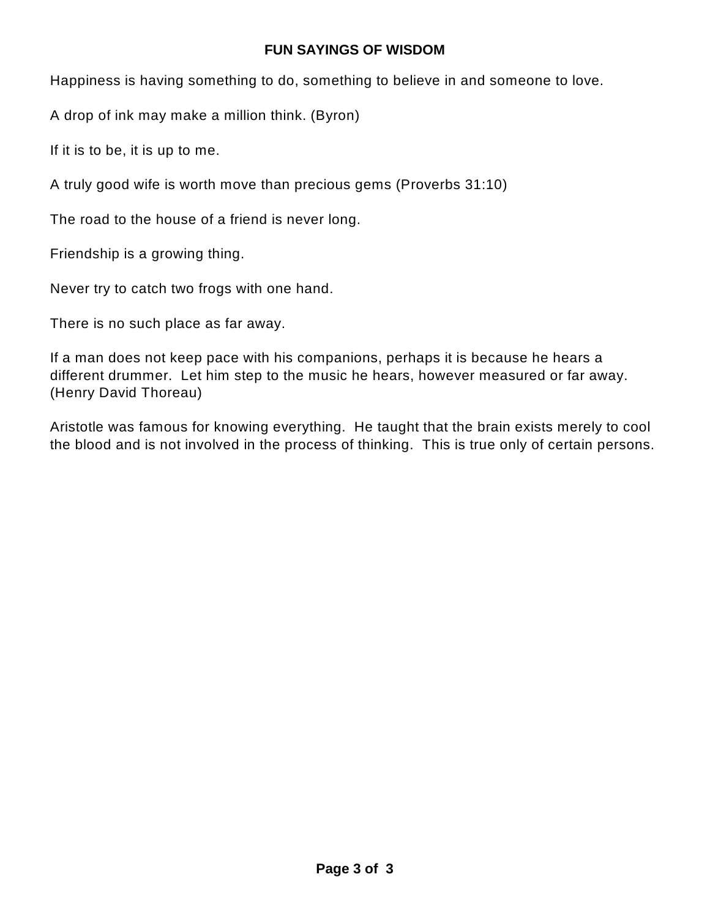**FUN SAYINGS OF WISDOM**

Happiness is having something to do, something to believe in and someone to love.

A drop of ink may make a million think. (Byron)

If it is to be, it is up to me.

A truly good wife is worth move than precious gems (Proverbs 31:10)

The road to the house of a friend is never long.

Friendship is a growing thing.

Never try to catch two frogs with one hand.

There is no such place as far away.

If a man does not keep pace with his companions, perhaps it is because he hears a different drummer. Let him step to the music he hears, however measured or far away. (Henry David Thoreau)

Aristotle was famous for knowing everything. He taught that the brain exists merely to cool the blood and is not involved in the process of thinking. This is true only of certain persons.